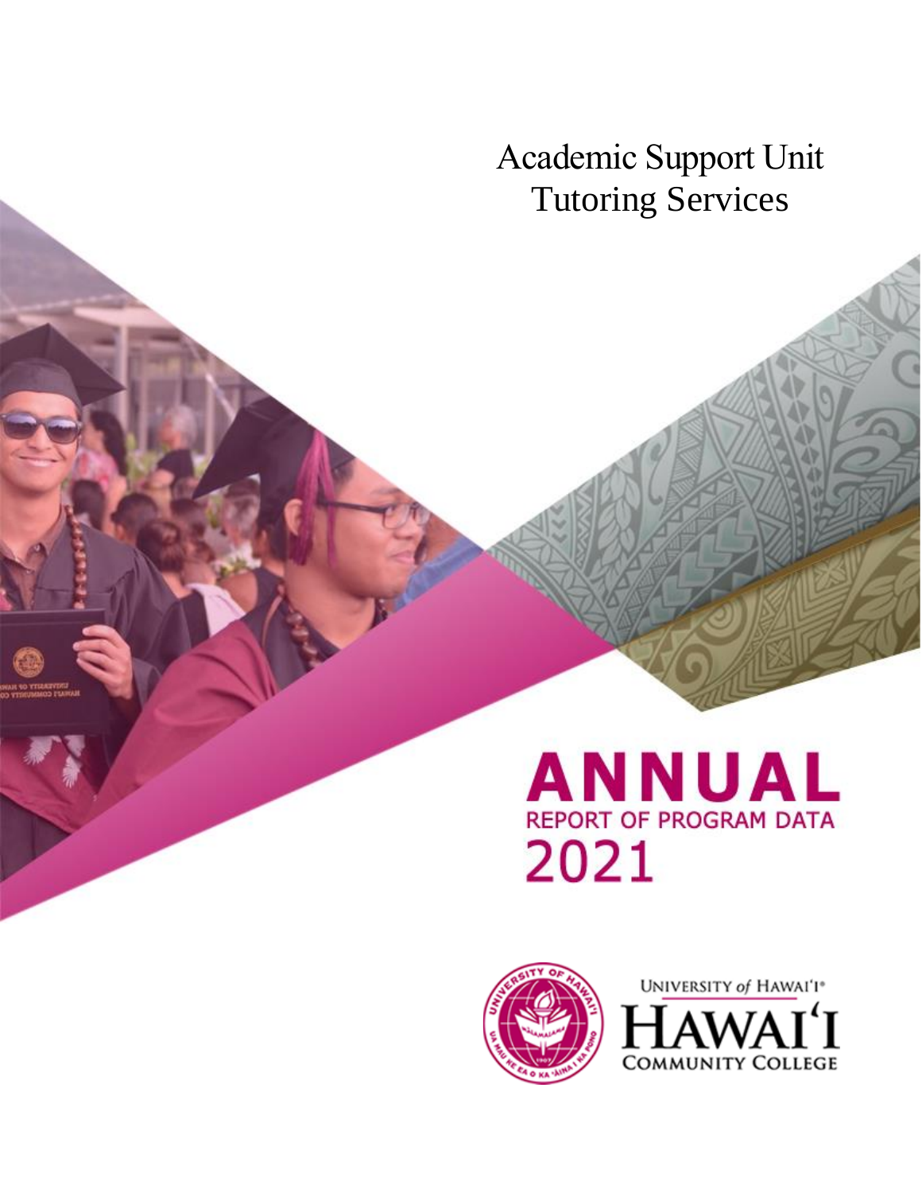# Academic Support Unit Tutoring Services

# ANNUAL

## REPORT OF PROGRAM DATA

## 2021

UNIVERSITY of HAWAI'I®

HAWAI'I COMMUNITY COLLEGE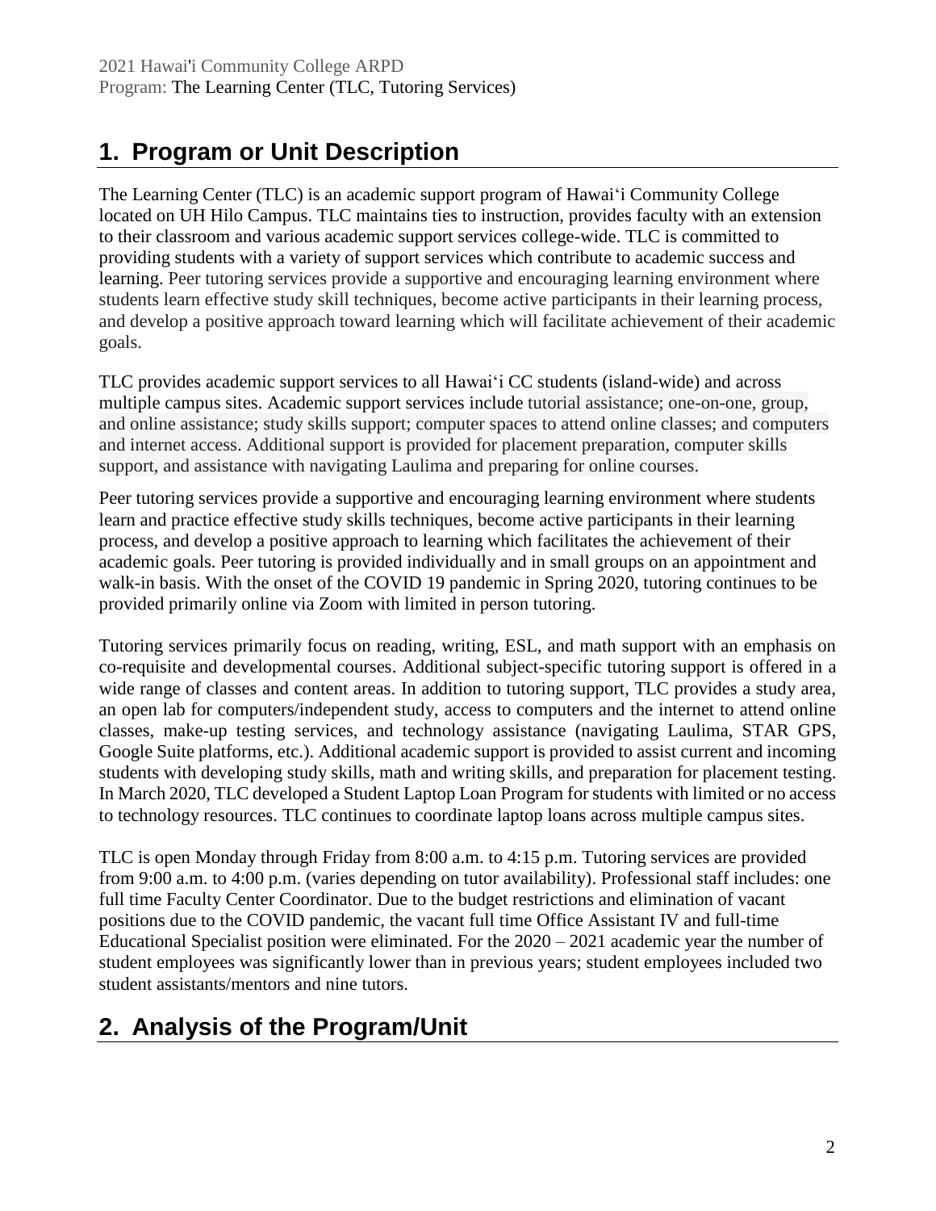# 1. Program or Unit Description

The Learning Center (TLC) is an academic support program of Hawaiʻi Community College located on UH Hilo Campus. TLC maintains ties to instruction, provides faculty with an extension to their classroom and various academic support services college-wide. TLC is committed to providing students with a variety of support services which contribute to academic success and learning. Peer tutoring services provide a supportive and encouraging learning environment where students learn effective study skill techniques, become active participants in their learning process, and develop a positive approach toward learning which will facilitate achievement of their academic goals.

TLC provides academic support services to all Hawaiʻi CC students (island-wide) and across multiple campus sites. Academic support services include tutorial assistance; one-on-one, group, and online assistance; study skills support; computer spaces to attend online classes; and computers and internet access. Additional support is provided for placement preparation, computer skills support, and assistance with navigating Laulima and preparing for online courses.

Peer tutoring services provide a supportive and encouraging learning environment where students learn and practice effective study skills techniques, become active participants in their learning process, and develop a positive approach to learning which facilitates the achievement of their academic goals. Peer tutoring is provided individually and in small groups on an appointment and walk-in basis. With the onset of the COVID 19 pandemic in Spring 2020, tutoring continues to be provided primarily online via Zoom with limited in person tutoring.

Tutoring services primarily focus on reading, writing, ESL, and math support with an emphasis on co-requisite and developmental courses. Additional subject-specific tutoring support is offered in a wide range of classes and content areas. In addition to tutoring support, TLC provides a study area, an open lab for computers/independent study, access to computers and the internet to attend online classes, make-up testing services, and technology assistance (navigating Laulima, STAR GPS, Google Suite platforms, etc.). Additional academic support is provided to assist current and incoming students with developing study skills, math and writing skills, and preparation for placement testing. In March 2020, TLC developed a Student Laptop Loan Program for students with limited or no access to technology resources. TLC continues to coordinate laptop loans across multiple campus sites.

TLC is open Monday through Friday from 8:00 a.m. to 4:15 p.m. Tutoring services are provided from 9:00 a.m. to 4:00 p.m. (varies depending on tutor availability). Professional staff includes: one full time Faculty Center Coordinator. Due to the budget restrictions and elimination of vacant positions due to the COVID pandemic, the vacant full time Office Assistant IV and full-time Educational Specialist position were eliminated. For the 2020 – 2021 academic year the number of student employees was significantly lower than in previous years; student employees included two student assistants/mentors and nine tutors.

# 2. Analysis of the Program/Unit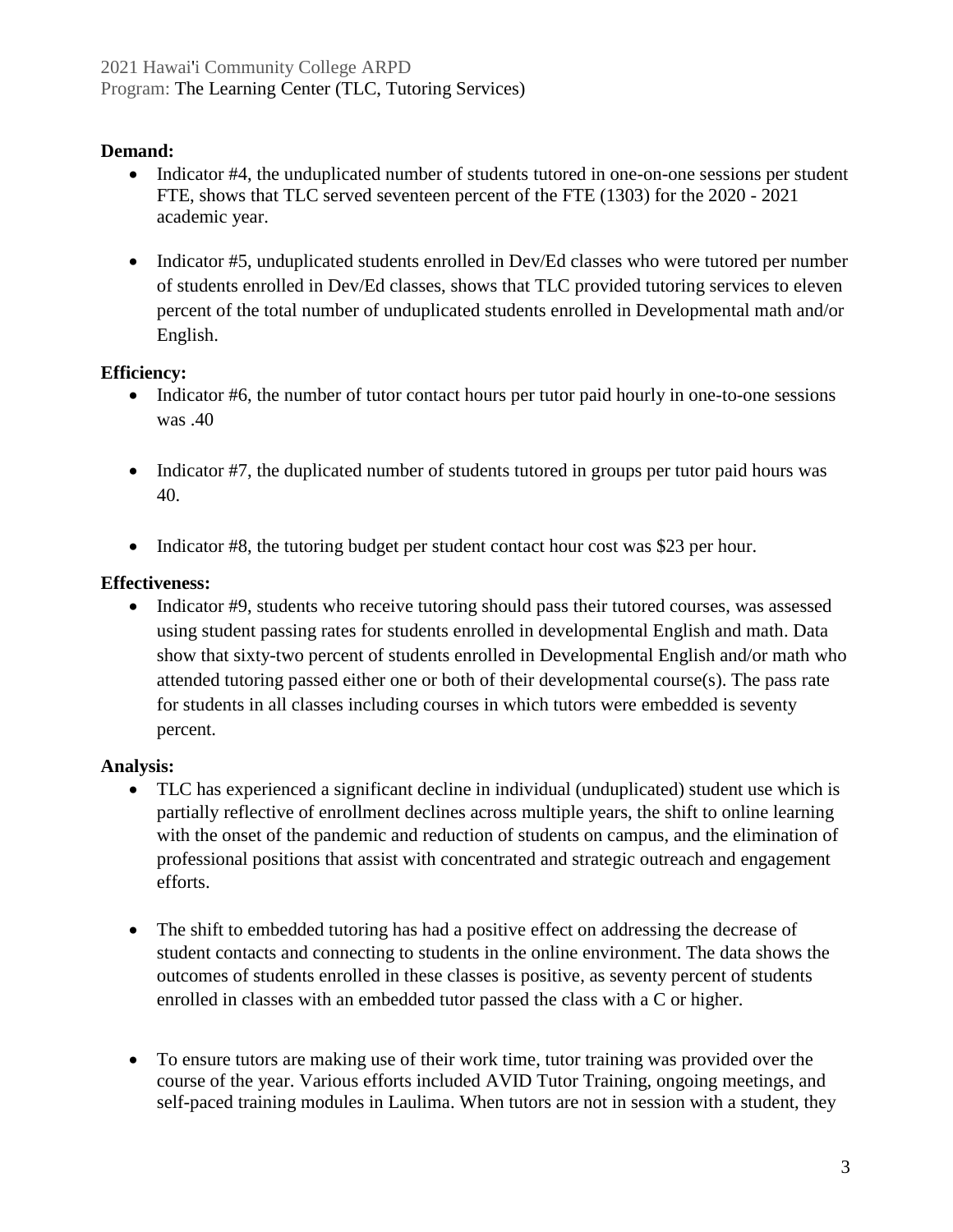**Demand:**

- Indicator #4, the unduplicated number of students tutored in one-on-one sessions per student FTE, shows that TLC served seventeen percent of the FTE (1303) for the 2020 - 2021 academic year.
- Indicator #5, unduplicated students enrolled in Dev/Ed classes who were tutored per number of students enrolled in Dev/Ed classes, shows that TLC provided tutoring services to eleven percent of the total number of unduplicated students enrolled in Developmental math and/or English.

**Efficiency:**

- Indicator #6, the number of tutor contact hours per tutor paid hourly in one-to-one sessions was .40
- Indicator #7, the duplicated number of students tutored in groups per tutor paid hours was 40.
- Indicator #8, the tutoring budget per student contact hour cost was $23 per hour.

**Effectiveness:**

- Indicator #9, students who receive tutoring should pass their tutored courses, was assessed using student passing rates for students enrolled in developmental English and math. Data show that sixty-two percent of students enrolled in Developmental English and/or math who attended tutoring passed either one or both of their developmental course(s). The pass rate for students in all classes including courses in which tutors were embedded is seventy percent.

**Analysis:**

- TLC has experienced a significant decline in individual (unduplicated) student use which is partially reflective of enrollment declines across multiple years, the shift to online learning with the onset of the pandemic and reduction of students on campus, and the elimination of professional positions that assist with concentrated and strategic outreach and engagement efforts.
- The shift to embedded tutoring has had a positive effect on addressing the decrease of student contacts and connecting to students in the online environment. The data shows the outcomes of students enrolled in these classes is positive, as seventy percent of students enrolled in classes with an embedded tutor passed the class with a C or higher.
- To ensure tutors are making use of their work time, tutor training was provided over the course of the year. Various efforts included AVID Tutor Training, ongoing meetings, and self-paced training modules in Laulima. When tutors are not in session with a student, they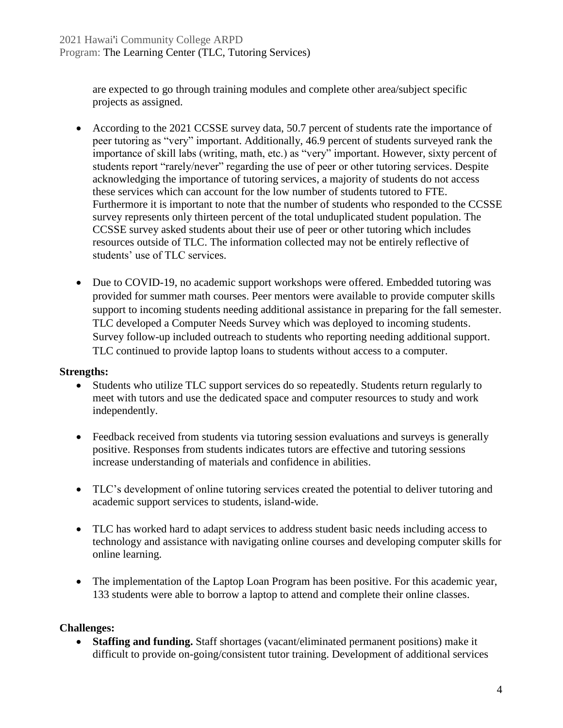are expected to go through training modules and complete other area/subject specific projects as assigned.

- According to the 2021 CCSSE survey data, 50.7 percent of students rate the importance of peer tutoring as "very" important. Additionally, 46.9 percent of students surveyed rank the importance of skill labs (writing, math, etc.) as "very" important. However, sixty percent of students report "rarely/never" regarding the use of peer or other tutoring services. Despite acknowledging the importance of tutoring services, a majority of students do not access these services which can account for the low number of students tutored to FTE. Furthermore it is important to note that the number of students who responded to the CCSSE survey represents only thirteen percent of the total unduplicated student population. The CCSSE survey asked students about their use of peer or other tutoring which includes resources outside of TLC. The information collected may not be entirely reflective of students' use of TLC services.

- Due to COVID-19, no academic support workshops were offered. Embedded tutoring was provided for summer math courses. Peer mentors were available to provide computer skills support to incoming students needing additional assistance in preparing for the fall semester. TLC developed a Computer Needs Survey which was deployed to incoming students. Survey follow-up included outreach to students who reporting needing additional support. TLC continued to provide laptop loans to students without access to a computer.

**Strengths:**

- Students who utilize TLC support services do so repeatedly. Students return regularly to meet with tutors and use the dedicated space and computer resources to study and work independently.

- Feedback received from students via tutoring session evaluations and surveys is generally positive. Responses from students indicates tutors are effective and tutoring sessions increase understanding of materials and confidence in abilities.

- TLC's development of online tutoring services created the potential to deliver tutoring and academic support services to students, island-wide.

- TLC has worked hard to adapt services to address student basic needs including access to technology and assistance with navigating online courses and developing computer skills for online learning.

- The implementation of the Laptop Loan Program has been positive. For this academic year, 133 students were able to borrow a laptop to attend and complete their online classes.

**Challenges:**

- **Staffing and funding.** Staff shortages (vacant/eliminated permanent positions) make it difficult to provide on-going/consistent tutor training. Development of additional services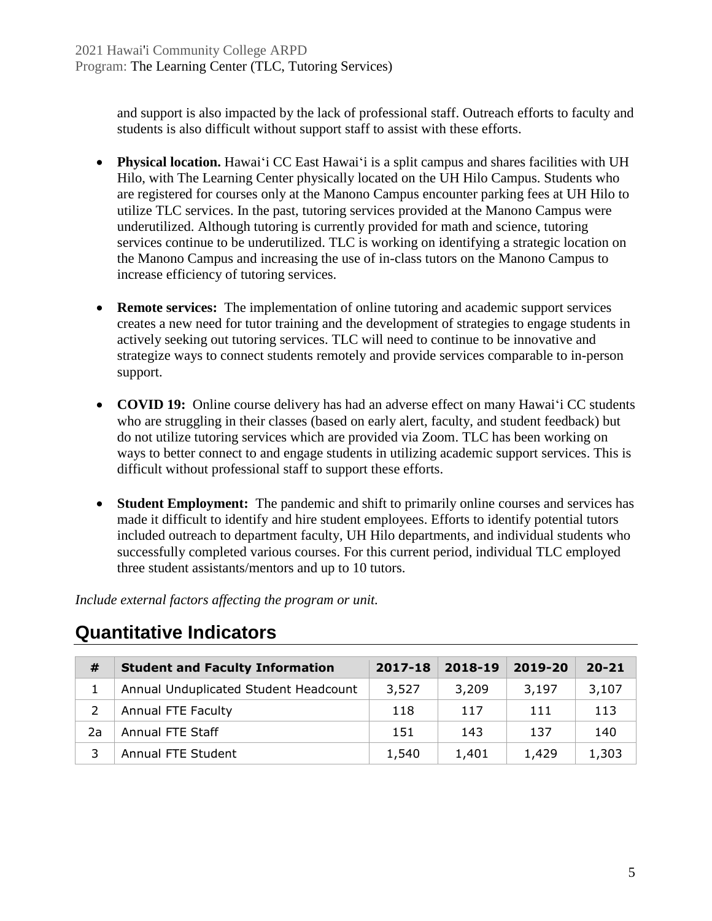and support is also impacted by the lack of professional staff. Outreach efforts to faculty and students is also difficult without support staff to assist with these efforts.

- **Physical location.** Hawaiʻi CC East Hawaiʻi is a split campus and shares facilities with UH Hilo, with The Learning Center physically located on the UH Hilo Campus. Students who are registered for courses only at the Manono Campus encounter parking fees at UH Hilo to utilize TLC services. In the past, tutoring services provided at the Manono Campus were underutilized. Although tutoring is currently provided for math and science, tutoring services continue to be underutilized. TLC is working on identifying a strategic location on the Manono Campus and increasing the use of in-class tutors on the Manono Campus to increase efficiency of tutoring services.

- **Remote services:** The implementation of online tutoring and academic support services creates a new need for tutor training and the development of strategies to engage students in actively seeking out tutoring services. TLC will need to continue to be innovative and strategize ways to connect students remotely and provide services comparable to in-person support.

- **COVID 19:** Online course delivery has had an adverse effect on many Hawaiʻi CC students who are struggling in their classes (based on early alert, faculty, and student feedback) but do not utilize tutoring services which are provided via Zoom. TLC has been working on ways to better connect to and engage students in utilizing academic support services. This is difficult without professional staff to support these efforts.

- **Student Employment:** The pandemic and shift to primarily online courses and services has made it difficult to identify and hire student employees. Efforts to identify potential tutors included outreach to department faculty, UH Hilo departments, and individual students who successfully completed various courses. For this current period, individual TLC employed three student assistants/mentors and up to 10 tutors.

*Include external factors affecting the program or unit.*

## Quantitative Indicators

| # | Student and Faculty Information | 2017-18 | 2018-19 | 2019-20 | 20-21 |
|---|---|---|---|---|---|
| 1 | Annual Unduplicated Student Headcount | 3,527 | 3,209 | 3,197 | 3,107 |
| 2 | Annual FTE Faculty | 118 | 117 | 111 | 113 |
| 2a | Annual FTE Staff | 151 | 143 | 137 | 140 |
| 3 | Annual FTE Student | 1,540 | 1,401 | 1,429 | 1,303 |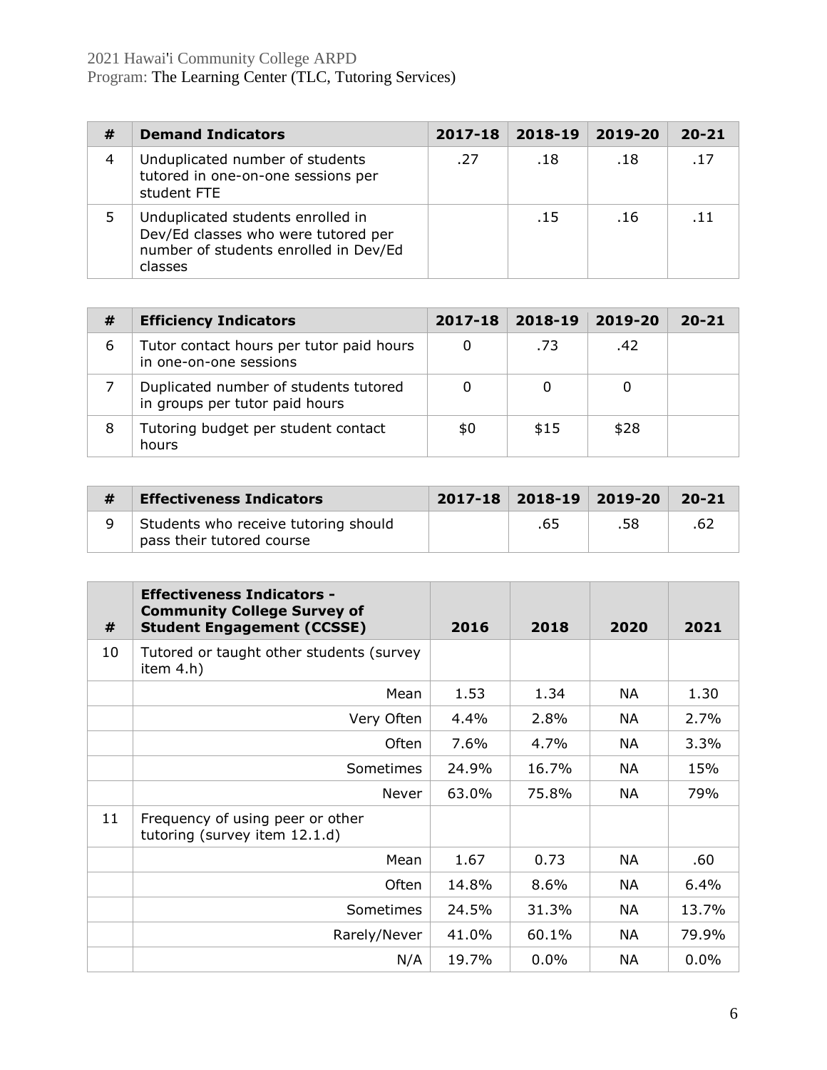| # | Demand Indicators | 2017-18 | 2018-19 | 2019-20 | 20-21 |
|---|---|---|---|---|---|
| 4 | Unduplicated number of students tutored in one-on-one sessions per student FTE | .27 | .18 | .18 | .17 |
| 5 | Unduplicated students enrolled in Dev/Ed classes who were tutored per number of students enrolled in Dev/Ed classes | | .15 | .16 | .11 |

| # | Efficiency Indicators | 2017-18 | 2018-19 | 2019-20 | 20-21 |
|---|---|---|---|---|---|
| 6 | Tutor contact hours per tutor paid hours in one-on-one sessions | 0 | .73 | .42 | |
| 7 | Duplicated number of students tutored in groups per tutor paid hours | 0 | 0 | 0 | |
| 8 | Tutoring budget per student contact hours | $0 | $15 | $28 | |

| # | Effectiveness Indicators | 2017-18 | 2018-19 | 2019-20 | 20-21 |
|---|---|---|---|---|---|
| 9 | Students who receive tutoring should pass their tutored course | | .65 | .58 | .62 |

| # | Effectiveness Indicators - Community College Survey of Student Engagement (CCSSE) | 2016 | 2018 | 2020 | 2021 |
|---|---|---|---|---|---|
| 10 | Tutored or taught other students (survey item 4.h) | | | | |
| | Mean | 1.53 | 1.34 | NA | 1.30 |
| | Very Often | 4.4% | 2.8% | NA | 2.7% |
| | Often | 7.6% | 4.7% | NA | 3.3% |
| | Sometimes | 24.9% | 16.7% | NA | 15% |
| | Never | 63.0% | 75.8% | NA | 79% |
| 11 | Frequency of using peer or other tutoring (survey item 12.1.d) | | | | |
| | Mean | 1.67 | 0.73 | NA | .60 |
| | Often | 14.8% | 8.6% | NA | 6.4% |
| | Sometimes | 24.5% | 31.3% | NA | 13.7% |
| | Rarely/Never | 41.0% | 60.1% | NA | 79.9% |
| | N/A | 19.7% | 0.0% | NA | 0.0% |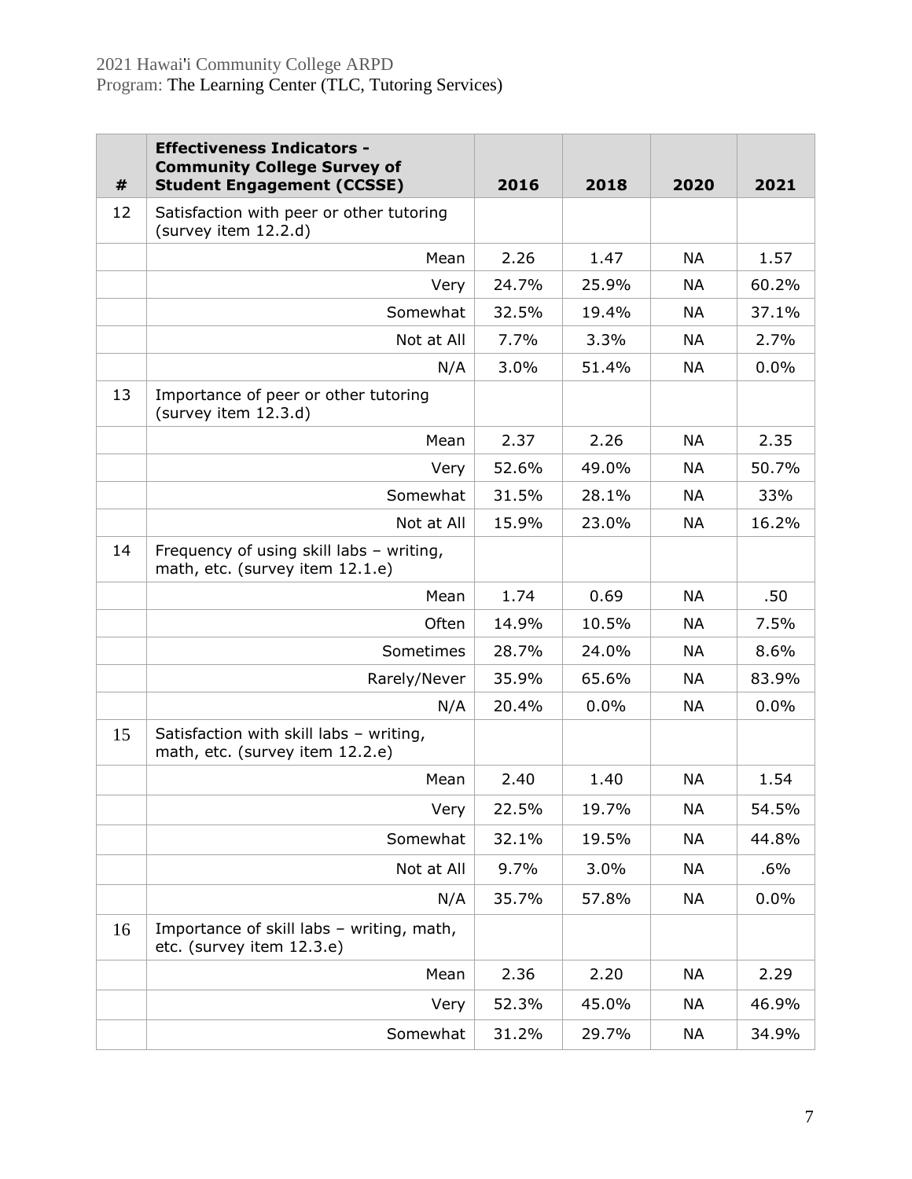2021 Hawai'i Community College ARPD
Program: The Learning Center (TLC, Tutoring Services)

| # | Effectiveness Indicators - Community College Survey of Student Engagement (CCSSE) | 2016 | 2018 | 2020 | 2021 |
|---|---|---|---|---|---|
| 12 | Satisfaction with peer or other tutoring (survey item 12.2.d) | | | | |
| | Mean | 2.26 | 1.47 | NA | 1.57 |
| | Very | 24.7% | 25.9% | NA | 60.2% |
| | Somewhat | 32.5% | 19.4% | NA | 37.1% |
| | Not at All | 7.7% | 3.3% | NA | 2.7% |
| | N/A | 3.0% | 51.4% | NA | 0.0% |
| 13 | Importance of peer or other tutoring (survey item 12.3.d) | | | | |
| | Mean | 2.37 | 2.26 | NA | 2.35 |
| | Very | 52.6% | 49.0% | NA | 50.7% |
| | Somewhat | 31.5% | 28.1% | NA | 33% |
| | Not at All | 15.9% | 23.0% | NA | 16.2% |
| 14 | Frequency of using skill labs – writing, math, etc. (survey item 12.1.e) | | | | |
| | Mean | 1.74 | 0.69 | NA | .50 |
| | Often | 14.9% | 10.5% | NA | 7.5% |
| | Sometimes | 28.7% | 24.0% | NA | 8.6% |
| | Rarely/Never | 35.9% | 65.6% | NA | 83.9% |
| | N/A | 20.4% | 0.0% | NA | 0.0% |
| 15 | Satisfaction with skill labs – writing, math, etc. (survey item 12.2.e) | | | | |
| | Mean | 2.40 | 1.40 | NA | 1.54 |
| | Very | 22.5% | 19.7% | NA | 54.5% |
| | Somewhat | 32.1% | 19.5% | NA | 44.8% |
| | Not at All | 9.7% | 3.0% | NA | .6% |
| | N/A | 35.7% | 57.8% | NA | 0.0% |
| 16 | Importance of skill labs – writing, math, etc. (survey item 12.3.e) | | | | |
| | Mean | 2.36 | 2.20 | NA | 2.29 |
| | Very | 52.3% | 45.0% | NA | 46.9% |
| | Somewhat | 31.2% | 29.7% | NA | 34.9% |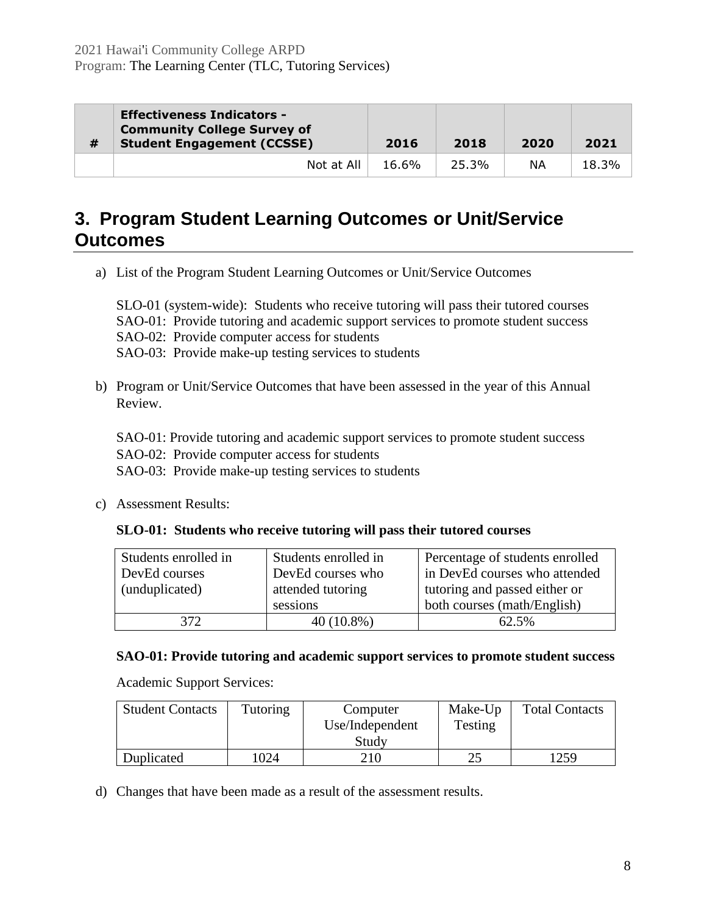| # | Effectiveness Indicators - Community College Survey of Student Engagement (CCSSE) | 2016 | 2018 | 2020 | 2021 |
|---|---|---|---|---|---|
| | Not at All | 16.6% | 25.3% | NA | 18.3% |

## 3. Program Student Learning Outcomes or Unit/Service Outcomes

a) List of the Program Student Learning Outcomes or Unit/Service Outcomes

SLO-01 (system-wide): Students who receive tutoring will pass their tutored courses
SAO-01: Provide tutoring and academic support services to promote student success
SAO-02: Provide computer access for students
SAO-03: Provide make-up testing services to students

b) Program or Unit/Service Outcomes that have been assessed in the year of this Annual Review.

SAO-01: Provide tutoring and academic support services to promote student success
SAO-02: Provide computer access for students
SAO-03: Provide make-up testing services to students

c) Assessment Results:

**SLO-01: Students who receive tutoring will pass their tutored courses**

| Students enrolled in DevEd courses (unduplicated) | Students enrolled in DevEd courses who attended tutoring sessions | Percentage of students enrolled in DevEd courses who attended tutoring and passed either or both courses (math/English) |
|---|---|---|
| 372 | 40 (10.8%) | 62.5% |

**SAO-01: Provide tutoring and academic support services to promote student success**

Academic Support Services:

| Student Contacts | Tutoring | Computer Use/Independent Study | Make-Up Testing | Total Contacts |
|---|---|---|---|---|
| Duplicated | 1024 | 210 | 25 | 1259 |

d) Changes that have been made as a result of the assessment results.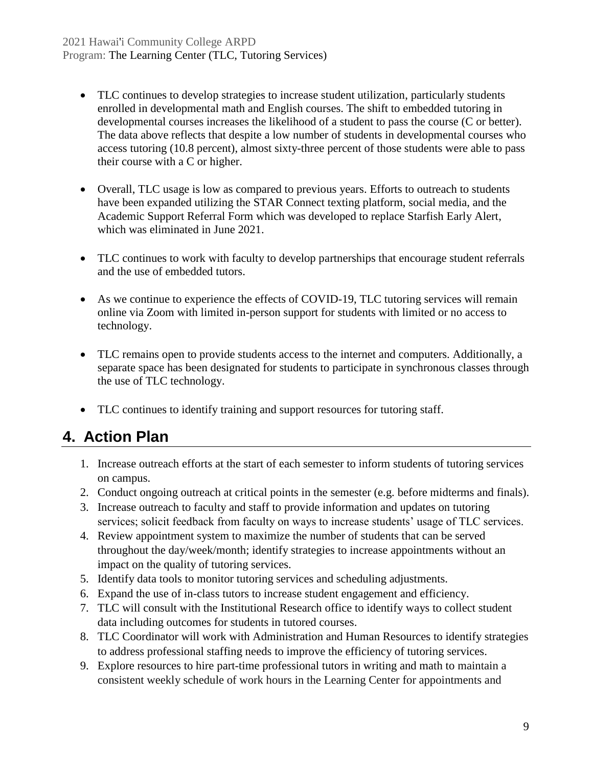- TLC continues to develop strategies to increase student utilization, particularly students enrolled in developmental math and English courses. The shift to embedded tutoring in developmental courses increases the likelihood of a student to pass the course (C or better). The data above reflects that despite a low number of students in developmental courses who access tutoring (10.8 percent), almost sixty-three percent of those students were able to pass their course with a C or higher.

- Overall, TLC usage is low as compared to previous years. Efforts to outreach to students have been expanded utilizing the STAR Connect texting platform, social media, and the Academic Support Referral Form which was developed to replace Starfish Early Alert, which was eliminated in June 2021.

- TLC continues to work with faculty to develop partnerships that encourage student referrals and the use of embedded tutors.

- As we continue to experience the effects of COVID-19, TLC tutoring services will remain online via Zoom with limited in-person support for students with limited or no access to technology.

- TLC remains open to provide students access to the internet and computers. Additionally, a separate space has been designated for students to participate in synchronous classes through the use of TLC technology.

- TLC continues to identify training and support resources for tutoring staff.

## 4. Action Plan

1. Increase outreach efforts at the start of each semester to inform students of tutoring services on campus.
2. Conduct ongoing outreach at critical points in the semester (e.g. before midterms and finals).
3. Increase outreach to faculty and staff to provide information and updates on tutoring services; solicit feedback from faculty on ways to increase students' usage of TLC services.
4. Review appointment system to maximize the number of students that can be served throughout the day/week/month; identify strategies to increase appointments without an impact on the quality of tutoring services.
5. Identify data tools to monitor tutoring services and scheduling adjustments.
6. Expand the use of in-class tutors to increase student engagement and efficiency.
7. TLC will consult with the Institutional Research office to identify ways to collect student data including outcomes for students in tutored courses.
8. TLC Coordinator will work with Administration and Human Resources to identify strategies to address professional staffing needs to improve the efficiency of tutoring services.
9. Explore resources to hire part-time professional tutors in writing and math to maintain a consistent weekly schedule of work hours in the Learning Center for appointments and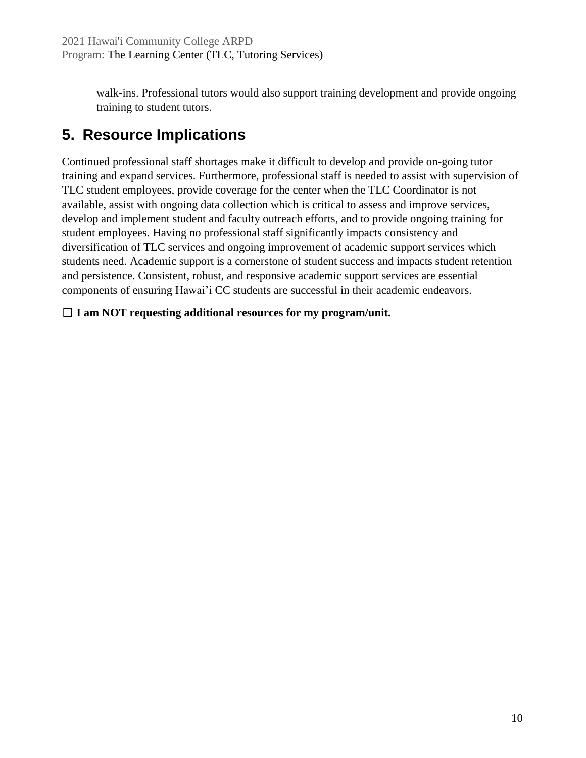walk-ins. Professional tutors would also support training development and provide ongoing training to student tutors.

## 5. Resource Implications

Continued professional staff shortages make it difficult to develop and provide on-going tutor training and expand services. Furthermore, professional staff is needed to assist with supervision of TLC student employees, provide coverage for the center when the TLC Coordinator is not available, assist with ongoing data collection which is critical to assess and improve services, develop and implement student and faculty outreach efforts, and to provide ongoing training for student employees. Having no professional staff significantly impacts consistency and diversification of TLC services and ongoing improvement of academic support services which students need. Academic support is a cornerstone of student success and impacts student retention and persistence. Consistent, robust, and responsive academic support services are essential components of ensuring Hawai'i CC students are successful in their academic endeavors.

☐ **I am NOT requesting additional resources for my program/unit.**